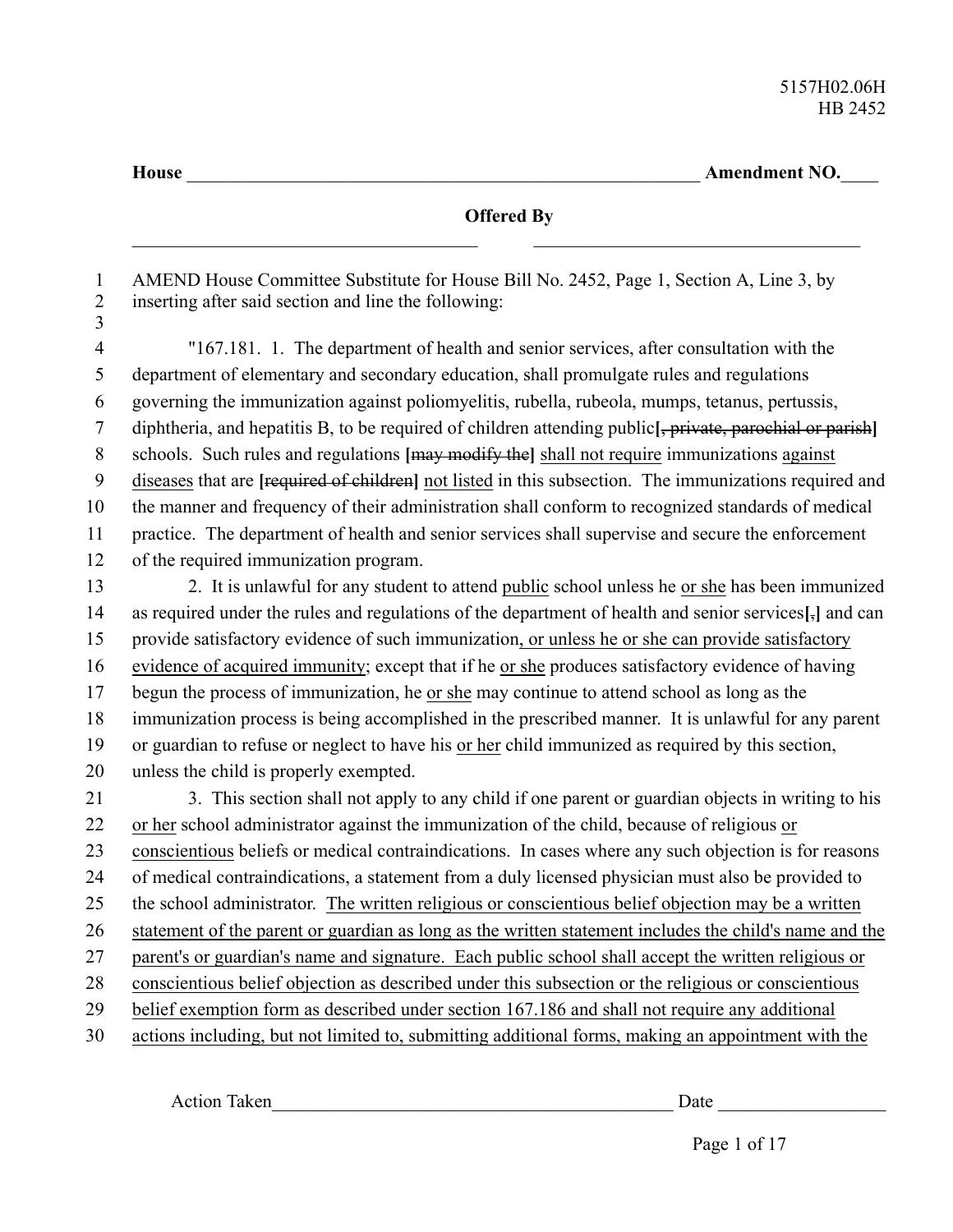5157H02.06H
HB 2452

**House** ________________________________________________ **Amendment NO.**____

**Offered By**

_______________________________ _______________________________

AMEND House Committee Substitute for House Bill No. 2452, Page 1, Section A, Line 3, by inserting after said section and line the following:

"167.181. 1. The department of health and senior services, after consultation with the department of elementary and secondary education, shall promulgate rules and regulations governing the immunization against poliomyelitis, rubella, rubeola, mumps, tetanus, pertussis, diphtheria, and hepatitis B, to be required of children attending public**[~~, private, parochial or parish~~]** schools. Such rules and regulations **[~~may modify the~~]** <u>shall not require</u> immunizations <u>against diseases</u> that are **[~~required of children~~]** <u>not listed</u> in this subsection. The immunizations required and the manner and frequency of their administration shall conform to recognized standards of medical practice. The department of health and senior services shall supervise and secure the enforcement of the required immunization program.

2. It is unlawful for any student to attend <u>public</u> school unless he <u>or she</u> has been immunized as required under the rules and regulations of the department of health and senior services**[~~,~~]** and can provide satisfactory evidence of such immunization<u>, or unless he or she can provide satisfactory evidence of acquired immunity</u>; except that if he <u>or she</u> produces satisfactory evidence of having begun the process of immunization, he <u>or she</u> may continue to attend school as long as the immunization process is being accomplished in the prescribed manner. It is unlawful for any parent or guardian to refuse or neglect to have his <u>or her</u> child immunized as required by this section, unless the child is properly exempted.

3. This section shall not apply to any child if one parent or guardian objects in writing to his <u>or her</u> school administrator against the immunization of the child, because of religious <u>or conscientious</u> beliefs or medical contraindications. In cases where any such objection is for reasons of medical contraindications, a statement from a duly licensed physician must also be provided to the school administrator. <u>The written religious or conscientious belief objection may be a written statement of the parent or guardian as long as the written statement includes the child's name and the parent's or guardian's name and signature. Each public school shall accept the written religious or conscientious belief objection as described under this subsection or the religious or conscientious belief exemption form as described under section 167.186 and shall not require any additional actions including, but not limited to, submitting additional forms, making an appointment with the</u>

Action Taken_____________________________________________ Date _________________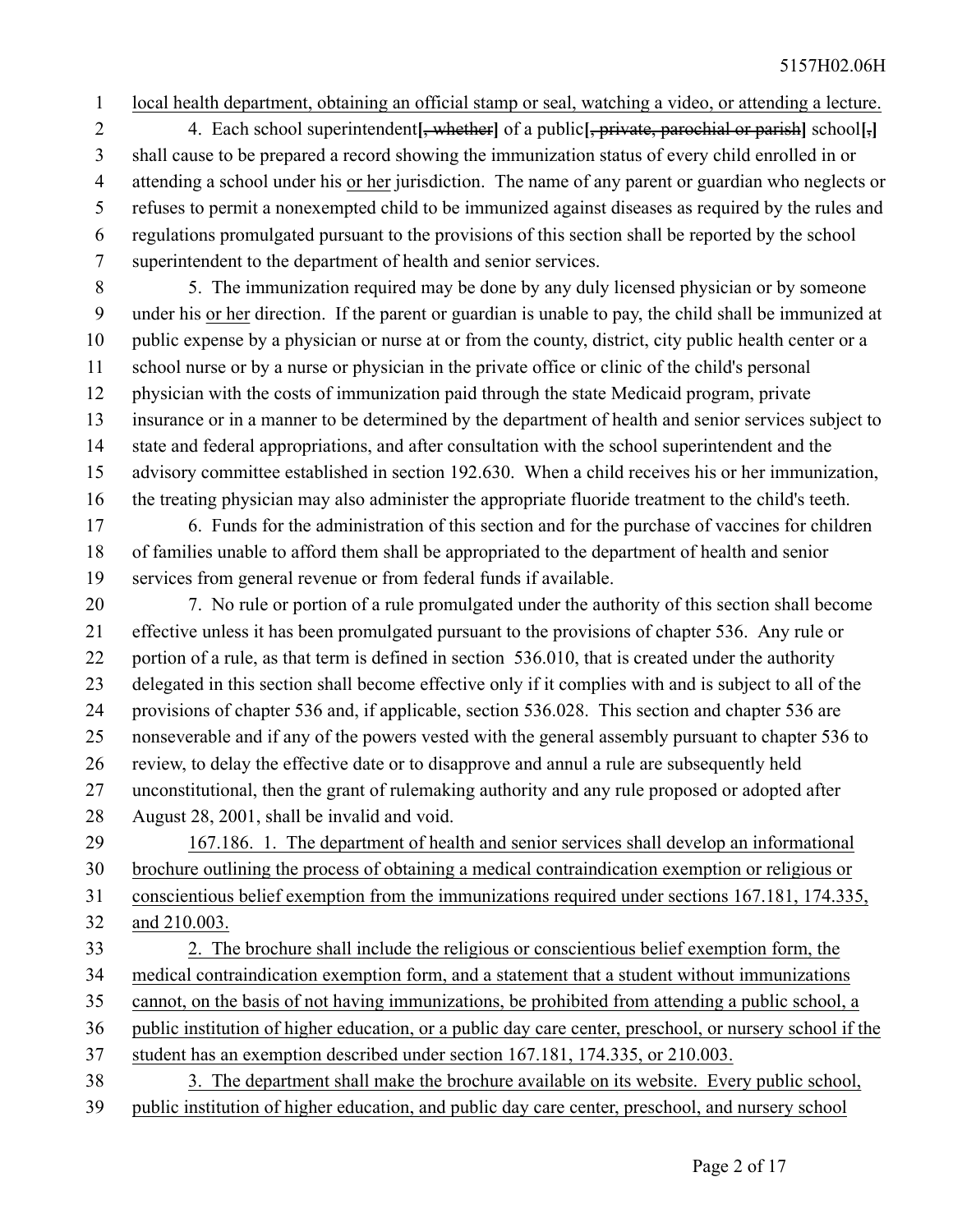local health department, obtaining an official stamp or seal, watching a video, or attending a lecture.

4. Each school superintendent[, whether] of a public[, private, parochial or parish] school[,] shall cause to be prepared a record showing the immunization status of every child enrolled in or attending a school under his or her jurisdiction. The name of any parent or guardian who neglects or refuses to permit a nonexempted child to be immunized against diseases as required by the rules and regulations promulgated pursuant to the provisions of this section shall be reported by the school superintendent to the department of health and senior services.

5. The immunization required may be done by any duly licensed physician or by someone under his or her direction. If the parent or guardian is unable to pay, the child shall be immunized at public expense by a physician or nurse at or from the county, district, city public health center or a school nurse or by a nurse or physician in the private office or clinic of the child's personal physician with the costs of immunization paid through the state Medicaid program, private insurance or in a manner to be determined by the department of health and senior services subject to state and federal appropriations, and after consultation with the school superintendent and the advisory committee established in section 192.630. When a child receives his or her immunization, the treating physician may also administer the appropriate fluoride treatment to the child's teeth.

6. Funds for the administration of this section and for the purchase of vaccines for children of families unable to afford them shall be appropriated to the department of health and senior services from general revenue or from federal funds if available.

7. No rule or portion of a rule promulgated under the authority of this section shall become effective unless it has been promulgated pursuant to the provisions of chapter 536. Any rule or portion of a rule, as that term is defined in section 536.010, that is created under the authority delegated in this section shall become effective only if it complies with and is subject to all of the provisions of chapter 536 and, if applicable, section 536.028. This section and chapter 536 are nonseverable and if any of the powers vested with the general assembly pursuant to chapter 536 to review, to delay the effective date or to disapprove and annul a rule are subsequently held unconstitutional, then the grant of rulemaking authority and any rule proposed or adopted after August 28, 2001, shall be invalid and void.

167.186. 1. The department of health and senior services shall develop an informational brochure outlining the process of obtaining a medical contraindication exemption or religious or conscientious belief exemption from the immunizations required under sections 167.181, 174.335, and 210.003.

2. The brochure shall include the religious or conscientious belief exemption form, the medical contraindication exemption form, and a statement that a student without immunizations cannot, on the basis of not having immunizations, be prohibited from attending a public school, a public institution of higher education, or a public day care center, preschool, or nursery school if the student has an exemption described under section 167.181, 174.335, or 210.003.

3. The department shall make the brochure available on its website. Every public school, public institution of higher education, and public day care center, preschool, and nursery school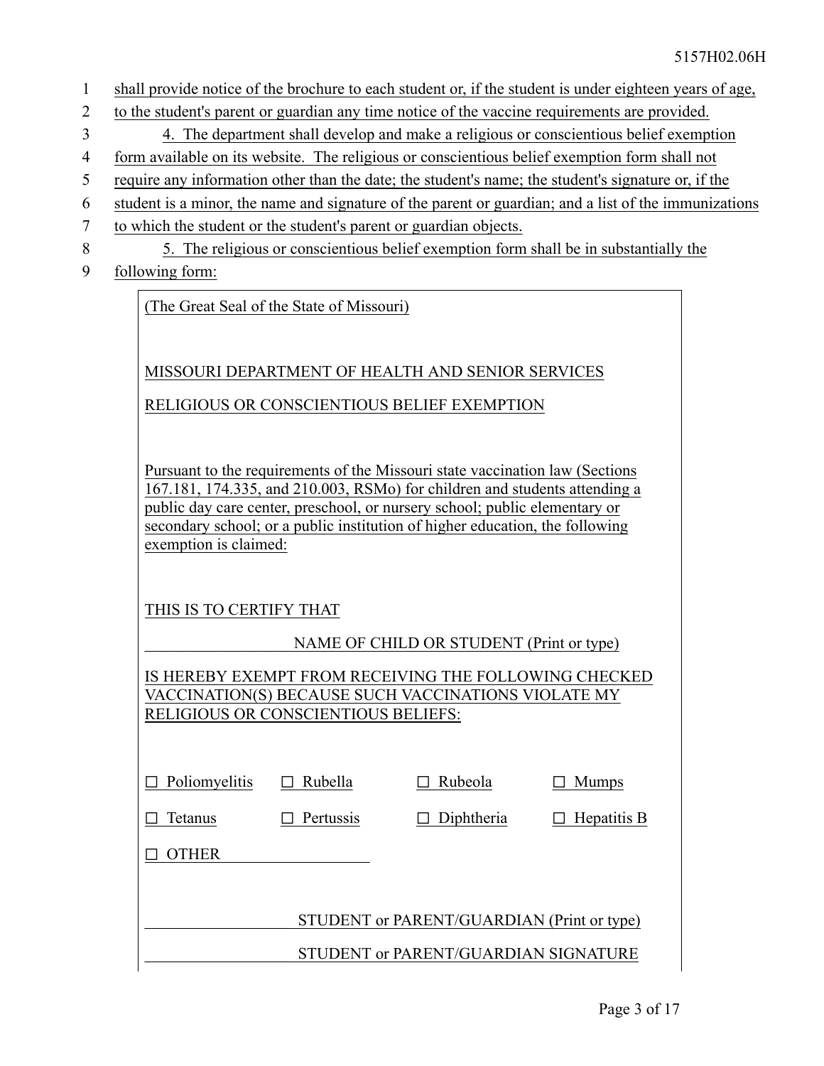shall provide notice of the brochure to each student or, if the student is under eighteen years of age, to the student's parent or guardian any time notice of the vaccine requirements are provided.

4. The department shall develop and make a religious or conscientious belief exemption form available on its website. The religious or conscientious belief exemption form shall not require any information other than the date; the student's name; the student's signature or, if the student is a minor, the name and signature of the parent or guardian; and a list of the immunizations to which the student or the student's parent or guardian objects.

5. The religious or conscientious belief exemption form shall be in substantially the following form:

> (The Great Seal of the State of Missouri)
>
> MISSOURI DEPARTMENT OF HEALTH AND SENIOR SERVICES
>
> RELIGIOUS OR CONSCIENTIOUS BELIEF EXEMPTION
>
> Pursuant to the requirements of the Missouri state vaccination law (Sections 167.181, 174.335, and 210.003, RSMo) for children and students attending a public day care center, preschool, or nursery school; public elementary or secondary school; or a public institution of higher education, the following exemption is claimed:
>
> THIS IS TO CERTIFY THAT
>
> \_\_\_\_\_\_\_\_\_\_\_\_\_\_\_\_\_\_\_\_ NAME OF CHILD OR STUDENT (Print or type)
>
> IS HEREBY EXEMPT FROM RECEIVING THE FOLLOWING CHECKED VACCINATION(S) BECAUSE SUCH VACCINATIONS VIOLATE MY RELIGIOUS OR CONSCIENTIOUS BELIEFS:
>
> ☐ Poliomyelitis ☐ Rubella ☐ Rubeola ☐ Mumps
>
> ☐ Tetanus ☐ Pertussis ☐ Diphtheria ☐ Hepatitis B
>
> ☐ OTHER \_\_\_\_\_\_\_\_\_\_\_\_\_\_\_\_\_\_\_\_
>
> \_\_\_\_\_\_\_\_\_\_\_\_\_\_\_\_\_\_\_\_ STUDENT or PARENT/GUARDIAN (Print or type)
>
> \_\_\_\_\_\_\_\_\_\_\_\_\_\_\_\_\_\_\_\_ STUDENT or PARENT/GUARDIAN SIGNATURE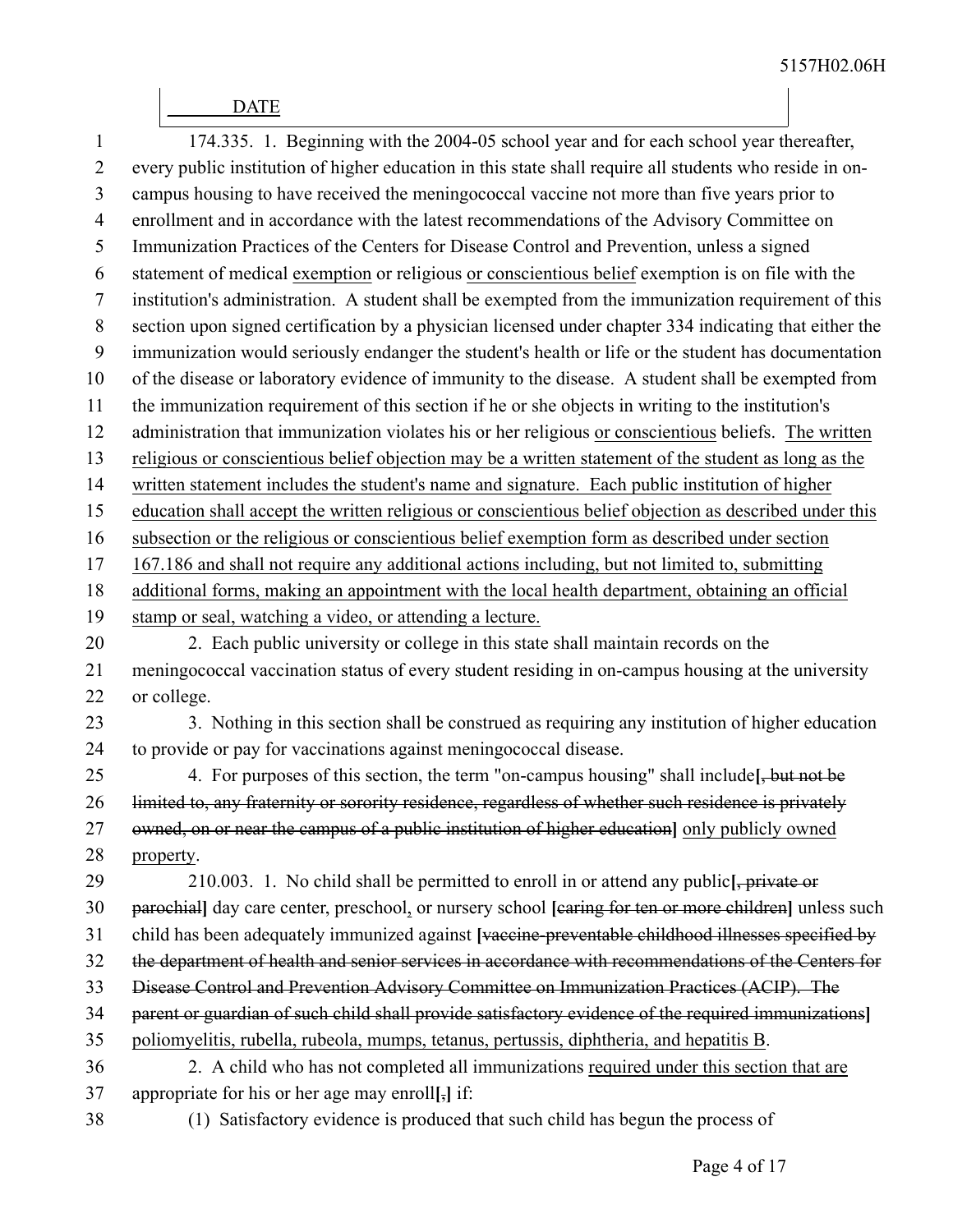DATE

174.335. 1. Beginning with the 2004-05 school year and for each school year thereafter, every public institution of higher education in this state shall require all students who reside in on-campus housing to have received the meningococcal vaccine not more than five years prior to enrollment and in accordance with the latest recommendations of the Advisory Committee on Immunization Practices of the Centers for Disease Control and Prevention, unless a signed statement of medical <u>exemption</u> or religious <u>or conscientious belief</u> exemption is on file with the institution's administration. A student shall be exempted from the immunization requirement of this section upon signed certification by a physician licensed under chapter 334 indicating that either the immunization would seriously endanger the student's health or life or the student has documentation of the disease or laboratory evidence of immunity to the disease. A student shall be exempted from the immunization requirement of this section if he or she objects in writing to the institution's administration that immunization violates his or her religious <u>or conscientious</u> beliefs. <u>The written religious or conscientious belief objection may be a written statement of the student as long as the written statement includes the student's name and signature. Each public institution of higher education shall accept the written religious or conscientious belief objection as described under this subsection or the religious or conscientious belief exemption form as described under section 167.186 and shall not require any additional actions including, but not limited to, submitting additional forms, making an appointment with the local health department, obtaining an official stamp or seal, watching a video, or attending a lecture.</u>

2. Each public university or college in this state shall maintain records on the meningococcal vaccination status of every student residing in on-campus housing at the university or college.

3. Nothing in this section shall be construed as requiring any institution of higher education to provide or pay for vaccinations against meningococcal disease.

4. For purposes of this section, the term "on-campus housing" shall include**[**~~, but not be limited to, any fraternity or sorority residence, regardless of whether such residence is privately owned, on or near the campus of a public institution of higher education~~**]** <u>only publicly owned property</u>.

210.003. 1. No child shall be permitted to enroll in or attend any public**[**~~, private or parochial~~**]** day care center, preschool<u>,</u> or nursery school **[**~~caring for ten or more children~~**]** unless such child has been adequately immunized against **[**~~vaccine-preventable childhood illnesses specified by the department of health and senior services in accordance with recommendations of the Centers for Disease Control and Prevention Advisory Committee on Immunization Practices (ACIP). The parent or guardian of such child shall provide satisfactory evidence of the required immunizations~~**]** <u>poliomyelitis, rubella, rubeola, mumps, tetanus, pertussis, diphtheria, and hepatitis B</u>.

2. A child who has not completed all immunizations <u>required under this section that are</u> appropriate for his or her age may enroll**[**~~,~~**]** if:

(1) Satisfactory evidence is produced that such child has begun the process of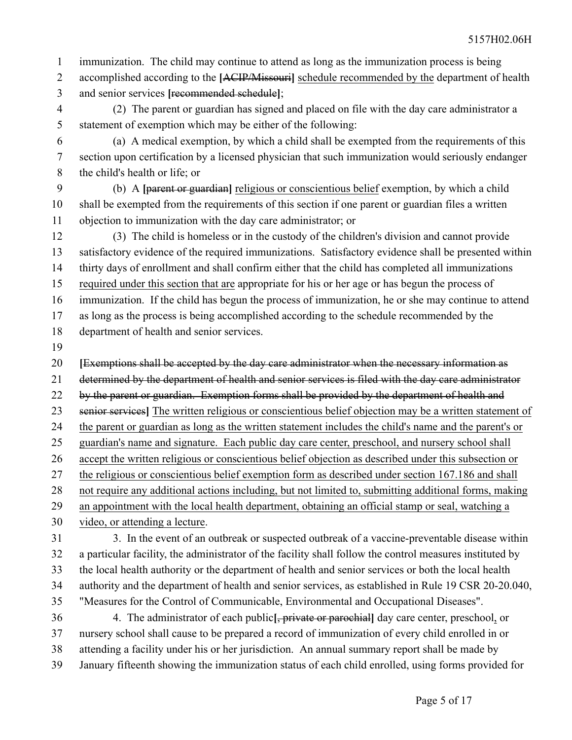immunization. The child may continue to attend as long as the immunization process is being accomplished according to the **[**~~ACIP/Missouri~~**]** <u>schedule recommended by the</u> department of health and senior services **[**~~recommended schedule~~**]**;

(2) The parent or guardian has signed and placed on file with the day care administrator a statement of exemption which may be either of the following:

(a) A medical exemption, by which a child shall be exempted from the requirements of this section upon certification by a licensed physician that such immunization would seriously endanger the child's health or life; or

(b) A **[**~~parent or guardian~~**]** <u>religious or conscientious belief</u> exemption, by which a child shall be exempted from the requirements of this section if one parent or guardian files a written objection to immunization with the day care administrator; or

(3) The child is homeless or in the custody of the children's division and cannot provide satisfactory evidence of the required immunizations. Satisfactory evidence shall be presented within thirty days of enrollment and shall confirm either that the child has completed all immunizations <u>required under this section that are</u> appropriate for his or her age or has begun the process of immunization. If the child has begun the process of immunization, he or she may continue to attend as long as the process is being accomplished according to the schedule recommended by the department of health and senior services.

**[**~~Exemptions shall be accepted by the day care administrator when the necessary information as determined by the department of health and senior services is filed with the day care administrator by the parent or guardian. Exemption forms shall be provided by the department of health and senior services~~**]** <u>The written religious or conscientious belief objection may be a written statement of the parent or guardian as long as the written statement includes the child's name and the parent's or guardian's name and signature. Each public day care center, preschool, and nursery school shall accept the written religious or conscientious belief objection as described under this subsection or the religious or conscientious belief exemption form as described under section 167.186 and shall not require any additional actions including, but not limited to, submitting additional forms, making an appointment with the local health department, obtaining an official stamp or seal, watching a video, or attending a lecture</u>.

3. In the event of an outbreak or suspected outbreak of a vaccine-preventable disease within a particular facility, the administrator of the facility shall follow the control measures instituted by the local health authority or the department of health and senior services or both the local health authority and the department of health and senior services, as established in Rule 19 CSR 20-20.040, "Measures for the Control of Communicable, Environmental and Occupational Diseases".

4. The administrator of each public**[**~~, private or parochial~~**]** day care center, preschool<u>,</u> or nursery school shall cause to be prepared a record of immunization of every child enrolled in or attending a facility under his or her jurisdiction. An annual summary report shall be made by January fifteenth showing the immunization status of each child enrolled, using forms provided for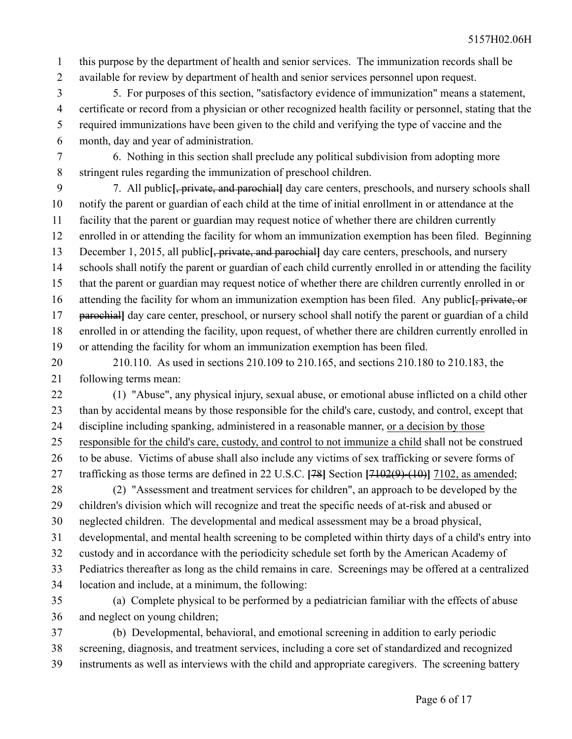this purpose by the department of health and senior services. The immunization records shall be available for review by department of health and senior services personnel upon request.

5. For purposes of this section, "satisfactory evidence of immunization" means a statement, certificate or record from a physician or other recognized health facility or personnel, stating that the required immunizations have been given to the child and verifying the type of vaccine and the month, day and year of administration.

6. Nothing in this section shall preclude any political subdivision from adopting more stringent rules regarding the immunization of preschool children.

7. All public**[**~~, private, and parochial~~**]** day care centers, preschools, and nursery schools shall notify the parent or guardian of each child at the time of initial enrollment in or attendance at the facility that the parent or guardian may request notice of whether there are children currently enrolled in or attending the facility for whom an immunization exemption has been filed. Beginning December 1, 2015, all public**[**~~, private, and parochial~~**]** day care centers, preschools, and nursery schools shall notify the parent or guardian of each child currently enrolled in or attending the facility that the parent or guardian may request notice of whether there are children currently enrolled in or attending the facility for whom an immunization exemption has been filed. Any public**[**~~, private, or parochial~~**]** day care center, preschool, or nursery school shall notify the parent or guardian of a child enrolled in or attending the facility, upon request, of whether there are children currently enrolled in or attending the facility for whom an immunization exemption has been filed.

210.110. As used in sections 210.109 to 210.165, and sections 210.180 to 210.183, the following terms mean:

(1) "Abuse", any physical injury, sexual abuse, or emotional abuse inflicted on a child other than by accidental means by those responsible for the child's care, custody, and control, except that discipline including spanking, administered in a reasonable manner, <u>or a decision by those responsible for the child's care, custody, and control to not immunize a child</u> shall not be construed to be abuse. Victims of abuse shall also include any victims of sex trafficking or severe forms of trafficking as those terms are defined in 22 U.S.C. **[**~~78~~**]** Section **[**~~7102(9)-(10)~~**]** <u>7102, as amended</u>;

(2) "Assessment and treatment services for children", an approach to be developed by the children's division which will recognize and treat the specific needs of at-risk and abused or neglected children. The developmental and medical assessment may be a broad physical, developmental, and mental health screening to be completed within thirty days of a child's entry into custody and in accordance with the periodicity schedule set forth by the American Academy of Pediatrics thereafter as long as the child remains in care. Screenings may be offered at a centralized location and include, at a minimum, the following:

(a) Complete physical to be performed by a pediatrician familiar with the effects of abuse and neglect on young children;

(b) Developmental, behavioral, and emotional screening in addition to early periodic screening, diagnosis, and treatment services, including a core set of standardized and recognized instruments as well as interviews with the child and appropriate caregivers. The screening battery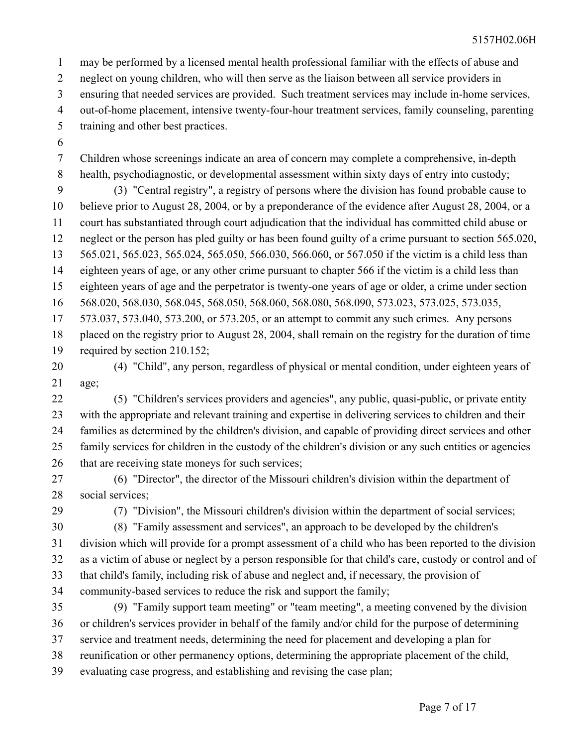may be performed by a licensed mental health professional familiar with the effects of abuse and neglect on young children, who will then serve as the liaison between all service providers in ensuring that needed services are provided. Such treatment services may include in-home services, out-of-home placement, intensive twenty-four-hour treatment services, family counseling, parenting training and other best practices.

Children whose screenings indicate an area of concern may complete a comprehensive, in-depth health, psychodiagnostic, or developmental assessment within sixty days of entry into custody;

(3) "Central registry", a registry of persons where the division has found probable cause to believe prior to August 28, 2004, or by a preponderance of the evidence after August 28, 2004, or a court has substantiated through court adjudication that the individual has committed child abuse or neglect or the person has pled guilty or has been found guilty of a crime pursuant to section 565.020, 565.021, 565.023, 565.024, 565.050, 566.030, 566.060, or 567.050 if the victim is a child less than eighteen years of age, or any other crime pursuant to chapter 566 if the victim is a child less than eighteen years of age and the perpetrator is twenty-one years of age or older, a crime under section 568.020, 568.030, 568.045, 568.050, 568.060, 568.080, 568.090, 573.023, 573.025, 573.035, 573.037, 573.040, 573.200, or 573.205, or an attempt to commit any such crimes. Any persons placed on the registry prior to August 28, 2004, shall remain on the registry for the duration of time required by section 210.152;

(4) "Child", any person, regardless of physical or mental condition, under eighteen years of age;

(5) "Children's services providers and agencies", any public, quasi-public, or private entity with the appropriate and relevant training and expertise in delivering services to children and their families as determined by the children's division, and capable of providing direct services and other family services for children in the custody of the children's division or any such entities or agencies that are receiving state moneys for such services;

(6) "Director", the director of the Missouri children's division within the department of social services;

(7) "Division", the Missouri children's division within the department of social services;

(8) "Family assessment and services", an approach to be developed by the children's division which will provide for a prompt assessment of a child who has been reported to the division as a victim of abuse or neglect by a person responsible for that child's care, custody or control and of that child's family, including risk of abuse and neglect and, if necessary, the provision of community-based services to reduce the risk and support the family;

(9) "Family support team meeting" or "team meeting", a meeting convened by the division or children's services provider in behalf of the family and/or child for the purpose of determining service and treatment needs, determining the need for placement and developing a plan for reunification or other permanency options, determining the appropriate placement of the child, evaluating case progress, and establishing and revising the case plan;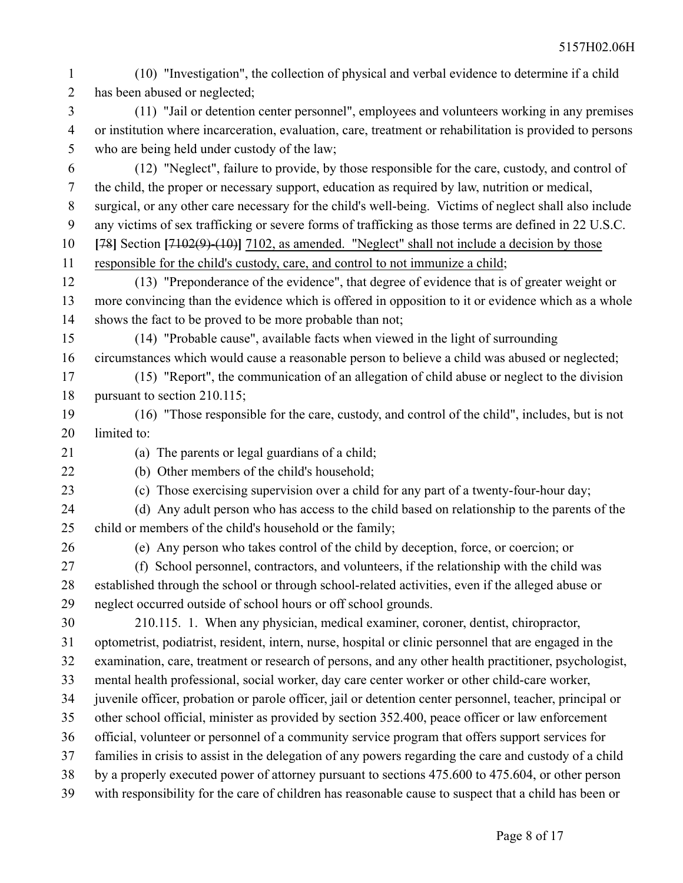(10) "Investigation", the collection of physical and verbal evidence to determine if a child has been abused or neglected;

(11) "Jail or detention center personnel", employees and volunteers working in any premises or institution where incarceration, evaluation, care, treatment or rehabilitation is provided to persons who are being held under custody of the law;

(12) "Neglect", failure to provide, by those responsible for the care, custody, and control of the child, the proper or necessary support, education as required by law, nutrition or medical, surgical, or any other care necessary for the child's well-being. Victims of neglect shall also include any victims of sex trafficking or severe forms of trafficking as those terms are defined in 22 U.S.C. [~~78~~] Section [~~7102(9)-(10)~~] 7102, as amended. "Neglect" shall not include a decision by those responsible for the child's custody, care, and control to not immunize a child;

(13) "Preponderance of the evidence", that degree of evidence that is of greater weight or more convincing than the evidence which is offered in opposition to it or evidence which as a whole shows the fact to be proved to be more probable than not;

(14) "Probable cause", available facts when viewed in the light of surrounding circumstances which would cause a reasonable person to believe a child was abused or neglected;

(15) "Report", the communication of an allegation of child abuse or neglect to the division pursuant to section 210.115;

(16) "Those responsible for the care, custody, and control of the child", includes, but is not limited to:

(a) The parents or legal guardians of a child;

(b) Other members of the child's household;

(c) Those exercising supervision over a child for any part of a twenty-four-hour day;

(d) Any adult person who has access to the child based on relationship to the parents of the child or members of the child's household or the family;

(e) Any person who takes control of the child by deception, force, or coercion; or

(f) School personnel, contractors, and volunteers, if the relationship with the child was established through the school or through school-related activities, even if the alleged abuse or neglect occurred outside of school hours or off school grounds.

210.115. 1. When any physician, medical examiner, coroner, dentist, chiropractor, optometrist, podiatrist, resident, intern, nurse, hospital or clinic personnel that are engaged in the examination, care, treatment or research of persons, and any other health practitioner, psychologist, mental health professional, social worker, day care center worker or other child-care worker, juvenile officer, probation or parole officer, jail or detention center personnel, teacher, principal or other school official, minister as provided by section 352.400, peace officer or law enforcement official, volunteer or personnel of a community service program that offers support services for families in crisis to assist in the delegation of any powers regarding the care and custody of a child by a properly executed power of attorney pursuant to sections 475.600 to 475.604, or other person with responsibility for the care of children has reasonable cause to suspect that a child has been or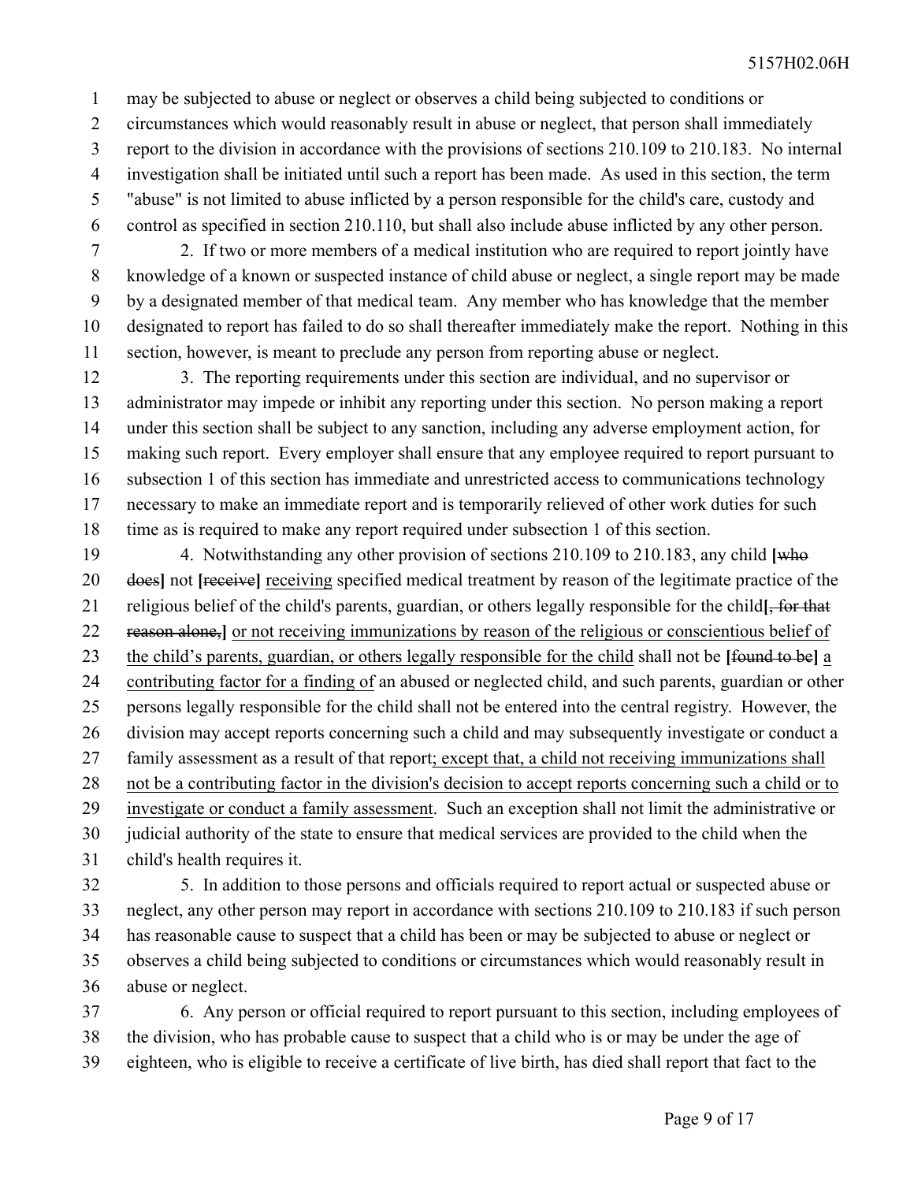may be subjected to abuse or neglect or observes a child being subjected to conditions or circumstances which would reasonably result in abuse or neglect, that person shall immediately report to the division in accordance with the provisions of sections 210.109 to 210.183. No internal investigation shall be initiated until such a report has been made. As used in this section, the term "abuse" is not limited to abuse inflicted by a person responsible for the child's care, custody and control as specified in section 210.110, but shall also include abuse inflicted by any other person.

2. If two or more members of a medical institution who are required to report jointly have knowledge of a known or suspected instance of child abuse or neglect, a single report may be made by a designated member of that medical team. Any member who has knowledge that the member designated to report has failed to do so shall thereafter immediately make the report. Nothing in this section, however, is meant to preclude any person from reporting abuse or neglect.

3. The reporting requirements under this section are individual, and no supervisor or administrator may impede or inhibit any reporting under this section. No person making a report under this section shall be subject to any sanction, including any adverse employment action, for making such report. Every employer shall ensure that any employee required to report pursuant to subsection 1 of this section has immediate and unrestricted access to communications technology necessary to make an immediate report and is temporarily relieved of other work duties for such time as is required to make any report required under subsection 1 of this section.

4. Notwithstanding any other provision of sections 210.109 to 210.183, any child **[**~~who does~~**]** not **[**~~receive~~**]** <u>receiving</u> specified medical treatment by reason of the legitimate practice of the religious belief of the child's parents, guardian, or others legally responsible for the child**[**~~, for that reason alone,~~**]** <u>or not receiving immunizations by reason of the religious or conscientious belief of the child's parents, guardian, or others legally responsible for the child</u> shall not be **[**~~found to be~~**]** <u>a contributing factor for a finding of</u> an abused or neglected child, and such parents, guardian or other persons legally responsible for the child shall not be entered into the central registry. However, the division may accept reports concerning such a child and may subsequently investigate or conduct a family assessment as a result of that report<u>; except that, a child not receiving immunizations shall not be a contributing factor in the division's decision to accept reports concerning such a child or to investigate or conduct a family assessment</u>. Such an exception shall not limit the administrative or judicial authority of the state to ensure that medical services are provided to the child when the child's health requires it.

5. In addition to those persons and officials required to report actual or suspected abuse or neglect, any other person may report in accordance with sections 210.109 to 210.183 if such person has reasonable cause to suspect that a child has been or may be subjected to abuse or neglect or observes a child being subjected to conditions or circumstances which would reasonably result in abuse or neglect.

6. Any person or official required to report pursuant to this section, including employees of the division, who has probable cause to suspect that a child who is or may be under the age of eighteen, who is eligible to receive a certificate of live birth, has died shall report that fact to the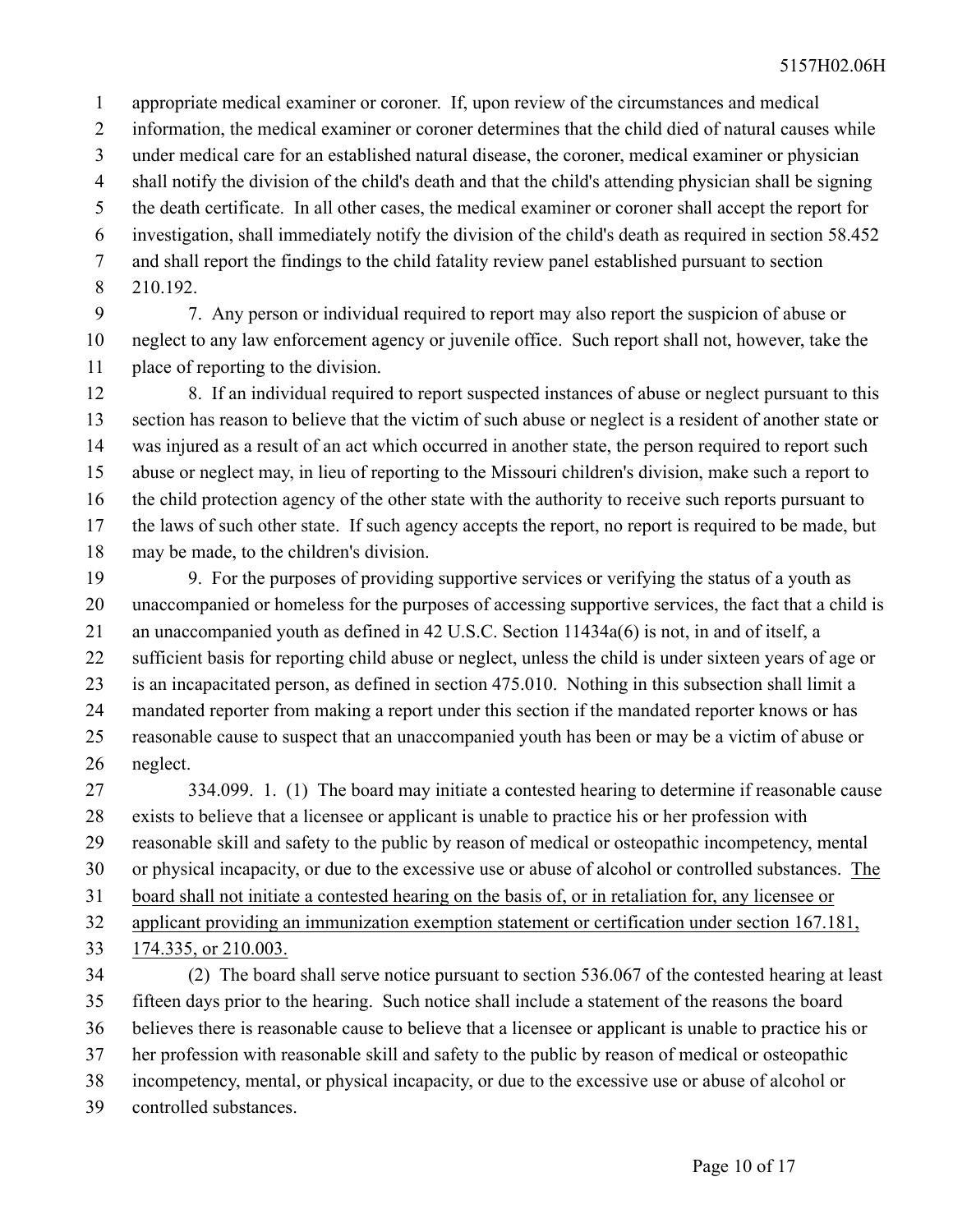appropriate medical examiner or coroner. If, upon review of the circumstances and medical information, the medical examiner or coroner determines that the child died of natural causes while under medical care for an established natural disease, the coroner, medical examiner or physician shall notify the division of the child's death and that the child's attending physician shall be signing the death certificate. In all other cases, the medical examiner or coroner shall accept the report for investigation, shall immediately notify the division of the child's death as required in section 58.452 and shall report the findings to the child fatality review panel established pursuant to section 210.192.

7. Any person or individual required to report may also report the suspicion of abuse or neglect to any law enforcement agency or juvenile office. Such report shall not, however, take the place of reporting to the division.

8. If an individual required to report suspected instances of abuse or neglect pursuant to this section has reason to believe that the victim of such abuse or neglect is a resident of another state or was injured as a result of an act which occurred in another state, the person required to report such abuse or neglect may, in lieu of reporting to the Missouri children's division, make such a report to the child protection agency of the other state with the authority to receive such reports pursuant to the laws of such other state. If such agency accepts the report, no report is required to be made, but may be made, to the children's division.

9. For the purposes of providing supportive services or verifying the status of a youth as unaccompanied or homeless for the purposes of accessing supportive services, the fact that a child is an unaccompanied youth as defined in 42 U.S.C. Section 11434a(6) is not, in and of itself, a sufficient basis for reporting child abuse or neglect, unless the child is under sixteen years of age or is an incapacitated person, as defined in section 475.010. Nothing in this subsection shall limit a mandated reporter from making a report under this section if the mandated reporter knows or has reasonable cause to suspect that an unaccompanied youth has been or may be a victim of abuse or neglect.

334.099. 1. (1) The board may initiate a contested hearing to determine if reasonable cause exists to believe that a licensee or applicant is unable to practice his or her profession with reasonable skill and safety to the public by reason of medical or osteopathic incompetency, mental or physical incapacity, or due to the excessive use or abuse of alcohol or controlled substances. <u>The board shall not initiate a contested hearing on the basis of, or in retaliation for, any licensee or applicant providing an immunization exemption statement or certification under section 167.181, 174.335, or 210.003.</u>

(2) The board shall serve notice pursuant to section 536.067 of the contested hearing at least fifteen days prior to the hearing. Such notice shall include a statement of the reasons the board believes there is reasonable cause to believe that a licensee or applicant is unable to practice his or her profession with reasonable skill and safety to the public by reason of medical or osteopathic incompetency, mental, or physical incapacity, or due to the excessive use or abuse of alcohol or controlled substances.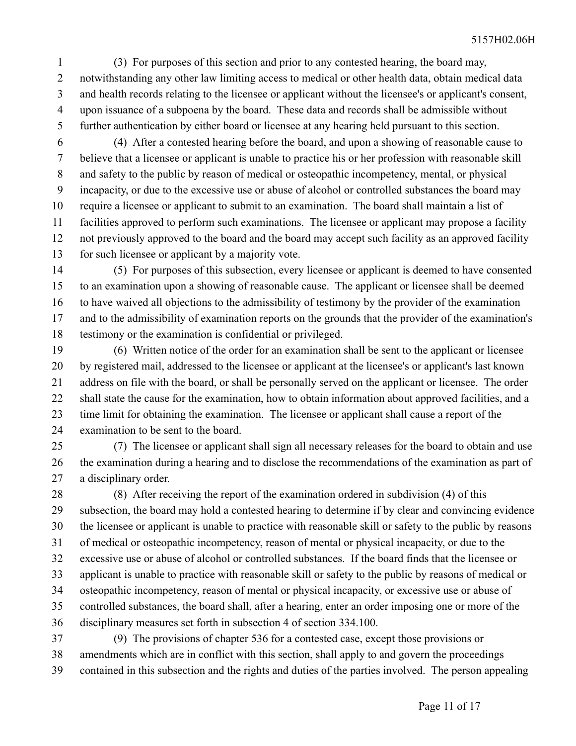(3) For purposes of this section and prior to any contested hearing, the board may, notwithstanding any other law limiting access to medical or other health data, obtain medical data and health records relating to the licensee or applicant without the licensee's or applicant's consent, upon issuance of a subpoena by the board. These data and records shall be admissible without further authentication by either board or licensee at any hearing held pursuant to this section.

(4) After a contested hearing before the board, and upon a showing of reasonable cause to believe that a licensee or applicant is unable to practice his or her profession with reasonable skill and safety to the public by reason of medical or osteopathic incompetency, mental, or physical incapacity, or due to the excessive use or abuse of alcohol or controlled substances the board may require a licensee or applicant to submit to an examination. The board shall maintain a list of facilities approved to perform such examinations. The licensee or applicant may propose a facility not previously approved to the board and the board may accept such facility as an approved facility for such licensee or applicant by a majority vote.

(5) For purposes of this subsection, every licensee or applicant is deemed to have consented to an examination upon a showing of reasonable cause. The applicant or licensee shall be deemed to have waived all objections to the admissibility of testimony by the provider of the examination and to the admissibility of examination reports on the grounds that the provider of the examination's testimony or the examination is confidential or privileged.

(6) Written notice of the order for an examination shall be sent to the applicant or licensee by registered mail, addressed to the licensee or applicant at the licensee's or applicant's last known address on file with the board, or shall be personally served on the applicant or licensee. The order shall state the cause for the examination, how to obtain information about approved facilities, and a time limit for obtaining the examination. The licensee or applicant shall cause a report of the examination to be sent to the board.

(7) The licensee or applicant shall sign all necessary releases for the board to obtain and use the examination during a hearing and to disclose the recommendations of the examination as part of a disciplinary order.

(8) After receiving the report of the examination ordered in subdivision (4) of this subsection, the board may hold a contested hearing to determine if by clear and convincing evidence the licensee or applicant is unable to practice with reasonable skill or safety to the public by reasons of medical or osteopathic incompetency, reason of mental or physical incapacity, or due to the excessive use or abuse of alcohol or controlled substances. If the board finds that the licensee or applicant is unable to practice with reasonable skill or safety to the public by reasons of medical or osteopathic incompetency, reason of mental or physical incapacity, or excessive use or abuse of controlled substances, the board shall, after a hearing, enter an order imposing one or more of the disciplinary measures set forth in subsection 4 of section 334.100.

(9) The provisions of chapter 536 for a contested case, except those provisions or amendments which are in conflict with this section, shall apply to and govern the proceedings contained in this subsection and the rights and duties of the parties involved. The person appealing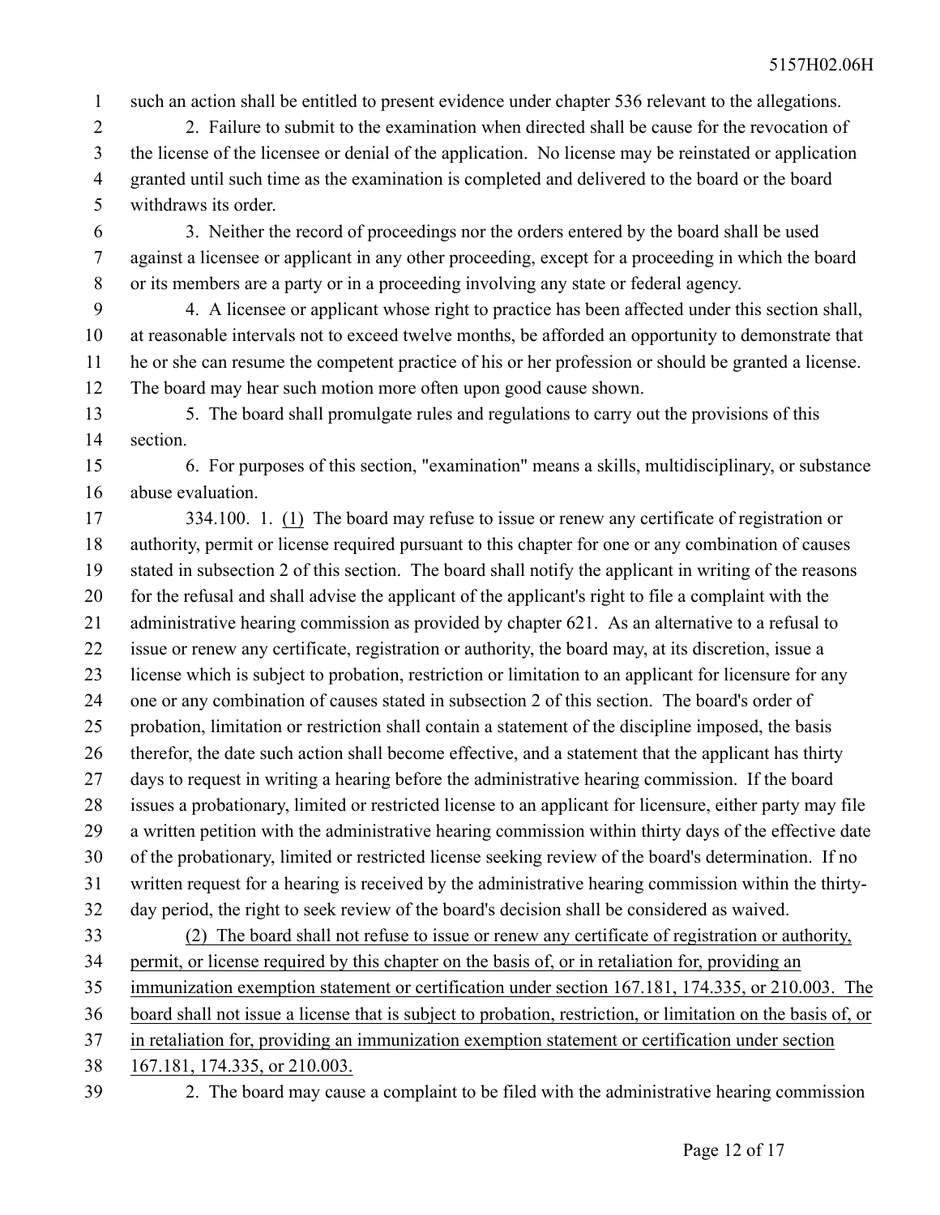such an action shall be entitled to present evidence under chapter 536 relevant to the allegations.

2. Failure to submit to the examination when directed shall be cause for the revocation of the license of the licensee or denial of the application. No license may be reinstated or application granted until such time as the examination is completed and delivered to the board or the board withdraws its order.

3. Neither the record of proceedings nor the orders entered by the board shall be used against a licensee or applicant in any other proceeding, except for a proceeding in which the board or its members are a party or in a proceeding involving any state or federal agency.

4. A licensee or applicant whose right to practice has been affected under this section shall, at reasonable intervals not to exceed twelve months, be afforded an opportunity to demonstrate that he or she can resume the competent practice of his or her profession or should be granted a license. The board may hear such motion more often upon good cause shown.

5. The board shall promulgate rules and regulations to carry out the provisions of this section.

6. For purposes of this section, "examination" means a skills, multidisciplinary, or substance abuse evaluation.

334.100. 1. (1) The board may refuse to issue or renew any certificate of registration or authority, permit or license required pursuant to this chapter for one or any combination of causes stated in subsection 2 of this section. The board shall notify the applicant in writing of the reasons for the refusal and shall advise the applicant of the applicant's right to file a complaint with the administrative hearing commission as provided by chapter 621. As an alternative to a refusal to issue or renew any certificate, registration or authority, the board may, at its discretion, issue a license which is subject to probation, restriction or limitation to an applicant for licensure for any one or any combination of causes stated in subsection 2 of this section. The board's order of probation, limitation or restriction shall contain a statement of the discipline imposed, the basis therefor, the date such action shall become effective, and a statement that the applicant has thirty days to request in writing a hearing before the administrative hearing commission. If the board issues a probationary, limited or restricted license to an applicant for licensure, either party may file a written petition with the administrative hearing commission within thirty days of the effective date of the probationary, limited or restricted license seeking review of the board's determination. If no written request for a hearing is received by the administrative hearing commission within the thirty-day period, the right to seek review of the board's decision shall be considered as waived.

(2) The board shall not refuse to issue or renew any certificate of registration or authority, permit, or license required by this chapter on the basis of, or in retaliation for, providing an immunization exemption statement or certification under section 167.181, 174.335, or 210.003. The board shall not issue a license that is subject to probation, restriction, or limitation on the basis of, or in retaliation for, providing an immunization exemption statement or certification under section 167.181, 174.335, or 210.003.

2. The board may cause a complaint to be filed with the administrative hearing commission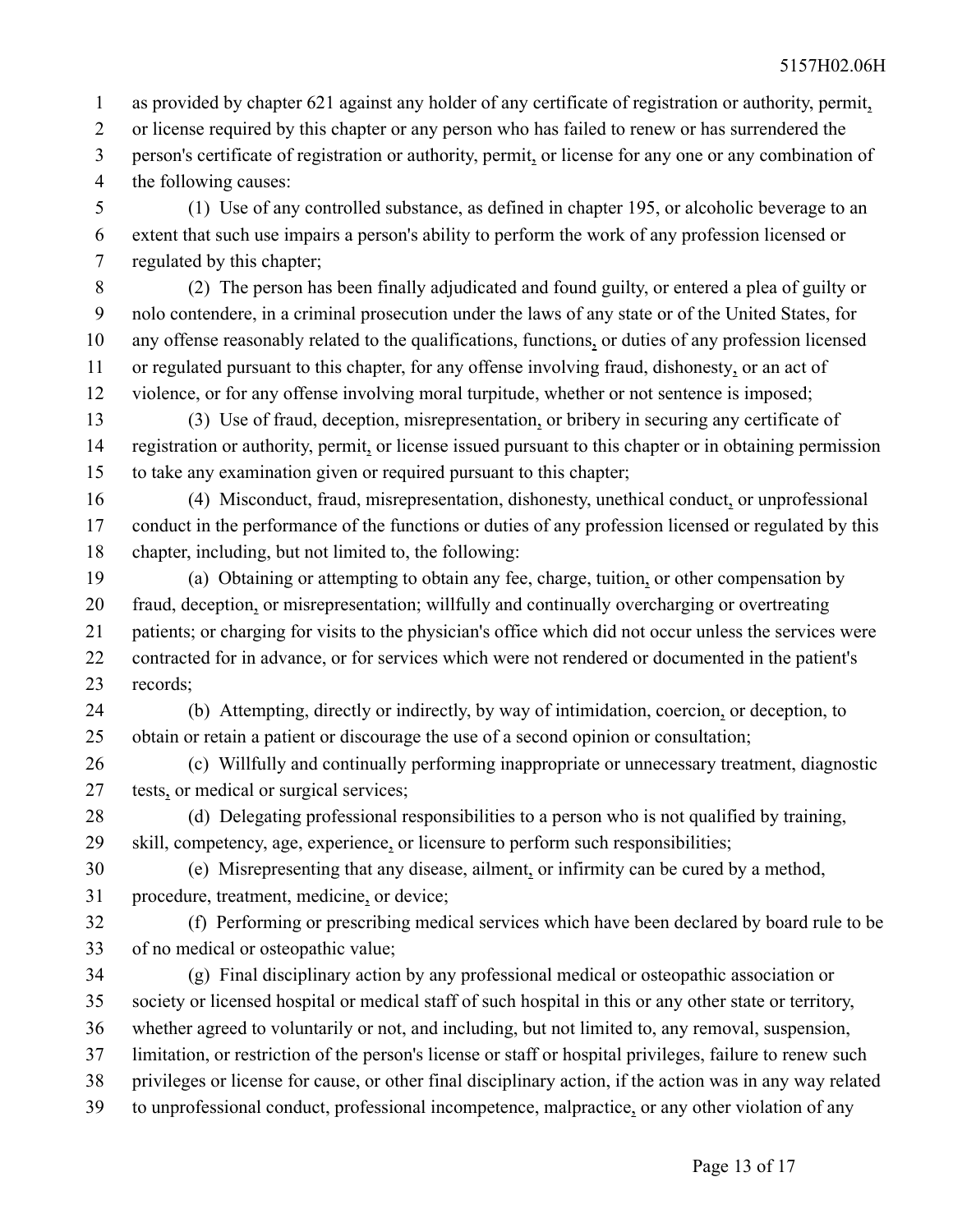as provided by chapter 621 against any holder of any certificate of registration or authority, permit, or license required by this chapter or any person who has failed to renew or has surrendered the person's certificate of registration or authority, permit, or license for any one or any combination of the following causes:

(1) Use of any controlled substance, as defined in chapter 195, or alcoholic beverage to an extent that such use impairs a person's ability to perform the work of any profession licensed or regulated by this chapter;

(2) The person has been finally adjudicated and found guilty, or entered a plea of guilty or nolo contendere, in a criminal prosecution under the laws of any state or of the United States, for any offense reasonably related to the qualifications, functions, or duties of any profession licensed or regulated pursuant to this chapter, for any offense involving fraud, dishonesty, or an act of violence, or for any offense involving moral turpitude, whether or not sentence is imposed;

(3) Use of fraud, deception, misrepresentation, or bribery in securing any certificate of registration or authority, permit, or license issued pursuant to this chapter or in obtaining permission to take any examination given or required pursuant to this chapter;

(4) Misconduct, fraud, misrepresentation, dishonesty, unethical conduct, or unprofessional conduct in the performance of the functions or duties of any profession licensed or regulated by this chapter, including, but not limited to, the following:

(a) Obtaining or attempting to obtain any fee, charge, tuition, or other compensation by fraud, deception, or misrepresentation; willfully and continually overcharging or overtreating patients; or charging for visits to the physician's office which did not occur unless the services were contracted for in advance, or for services which were not rendered or documented in the patient's records;

(b) Attempting, directly or indirectly, by way of intimidation, coercion, or deception, to obtain or retain a patient or discourage the use of a second opinion or consultation;

(c) Willfully and continually performing inappropriate or unnecessary treatment, diagnostic tests, or medical or surgical services;

(d) Delegating professional responsibilities to a person who is not qualified by training, skill, competency, age, experience, or licensure to perform such responsibilities;

(e) Misrepresenting that any disease, ailment, or infirmity can be cured by a method, procedure, treatment, medicine, or device;

(f) Performing or prescribing medical services which have been declared by board rule to be of no medical or osteopathic value;

(g) Final disciplinary action by any professional medical or osteopathic association or society or licensed hospital or medical staff of such hospital in this or any other state or territory, whether agreed to voluntarily or not, and including, but not limited to, any removal, suspension, limitation, or restriction of the person's license or staff or hospital privileges, failure to renew such privileges or license for cause, or other final disciplinary action, if the action was in any way related to unprofessional conduct, professional incompetence, malpractice, or any other violation of any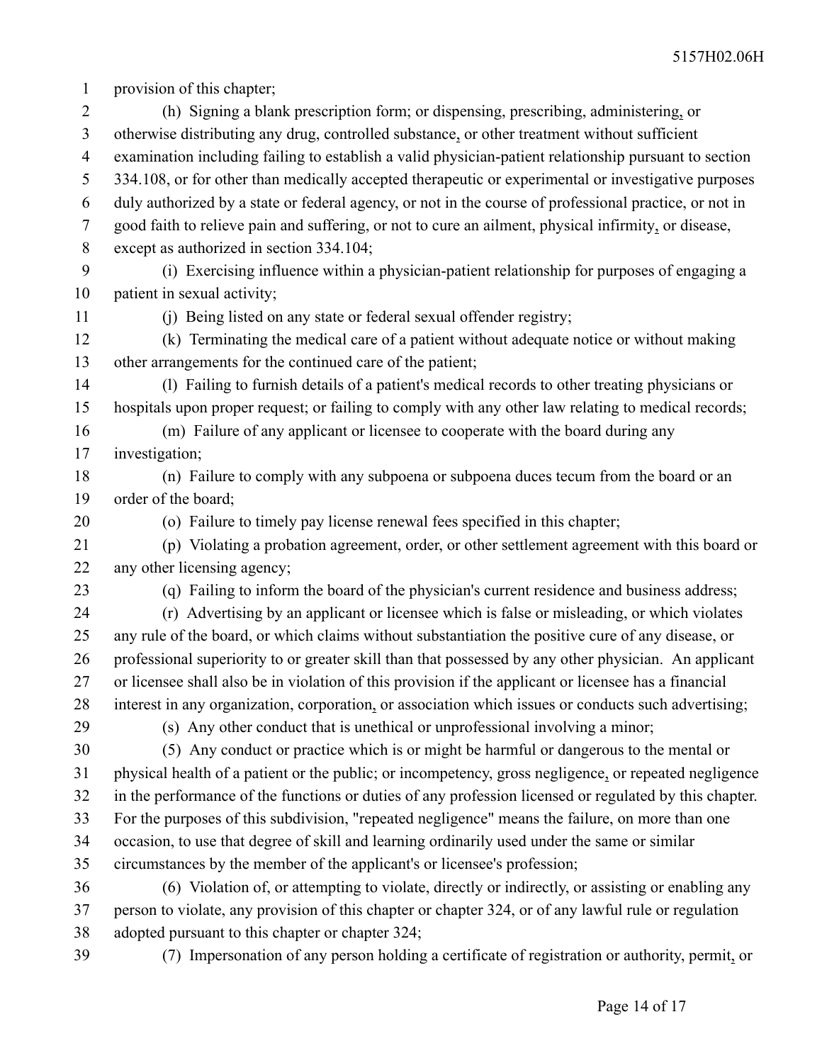provision of this chapter;

(h) Signing a blank prescription form; or dispensing, prescribing, administering, or otherwise distributing any drug, controlled substance, or other treatment without sufficient examination including failing to establish a valid physician-patient relationship pursuant to section 334.108, or for other than medically accepted therapeutic or experimental or investigative purposes duly authorized by a state or federal agency, or not in the course of professional practice, or not in good faith to relieve pain and suffering, or not to cure an ailment, physical infirmity, or disease, except as authorized in section 334.104;

(i) Exercising influence within a physician-patient relationship for purposes of engaging a patient in sexual activity;

(j) Being listed on any state or federal sexual offender registry;

(k) Terminating the medical care of a patient without adequate notice or without making other arrangements for the continued care of the patient;

(l) Failing to furnish details of a patient's medical records to other treating physicians or hospitals upon proper request; or failing to comply with any other law relating to medical records;

(m) Failure of any applicant or licensee to cooperate with the board during any investigation;

(n) Failure to comply with any subpoena or subpoena duces tecum from the board or an order of the board;

(o) Failure to timely pay license renewal fees specified in this chapter;

(p) Violating a probation agreement, order, or other settlement agreement with this board or any other licensing agency;

(q) Failing to inform the board of the physician's current residence and business address;

(r) Advertising by an applicant or licensee which is false or misleading, or which violates any rule of the board, or which claims without substantiation the positive cure of any disease, or professional superiority to or greater skill than that possessed by any other physician. An applicant or licensee shall also be in violation of this provision if the applicant or licensee has a financial interest in any organization, corporation, or association which issues or conducts such advertising;

(s) Any other conduct that is unethical or unprofessional involving a minor;

(5) Any conduct or practice which is or might be harmful or dangerous to the mental or physical health of a patient or the public; or incompetency, gross negligence, or repeated negligence in the performance of the functions or duties of any profession licensed or regulated by this chapter. For the purposes of this subdivision, "repeated negligence" means the failure, on more than one occasion, to use that degree of skill and learning ordinarily used under the same or similar circumstances by the member of the applicant's or licensee's profession;

(6) Violation of, or attempting to violate, directly or indirectly, or assisting or enabling any person to violate, any provision of this chapter or chapter 324, or of any lawful rule or regulation adopted pursuant to this chapter or chapter 324;

(7) Impersonation of any person holding a certificate of registration or authority, permit, or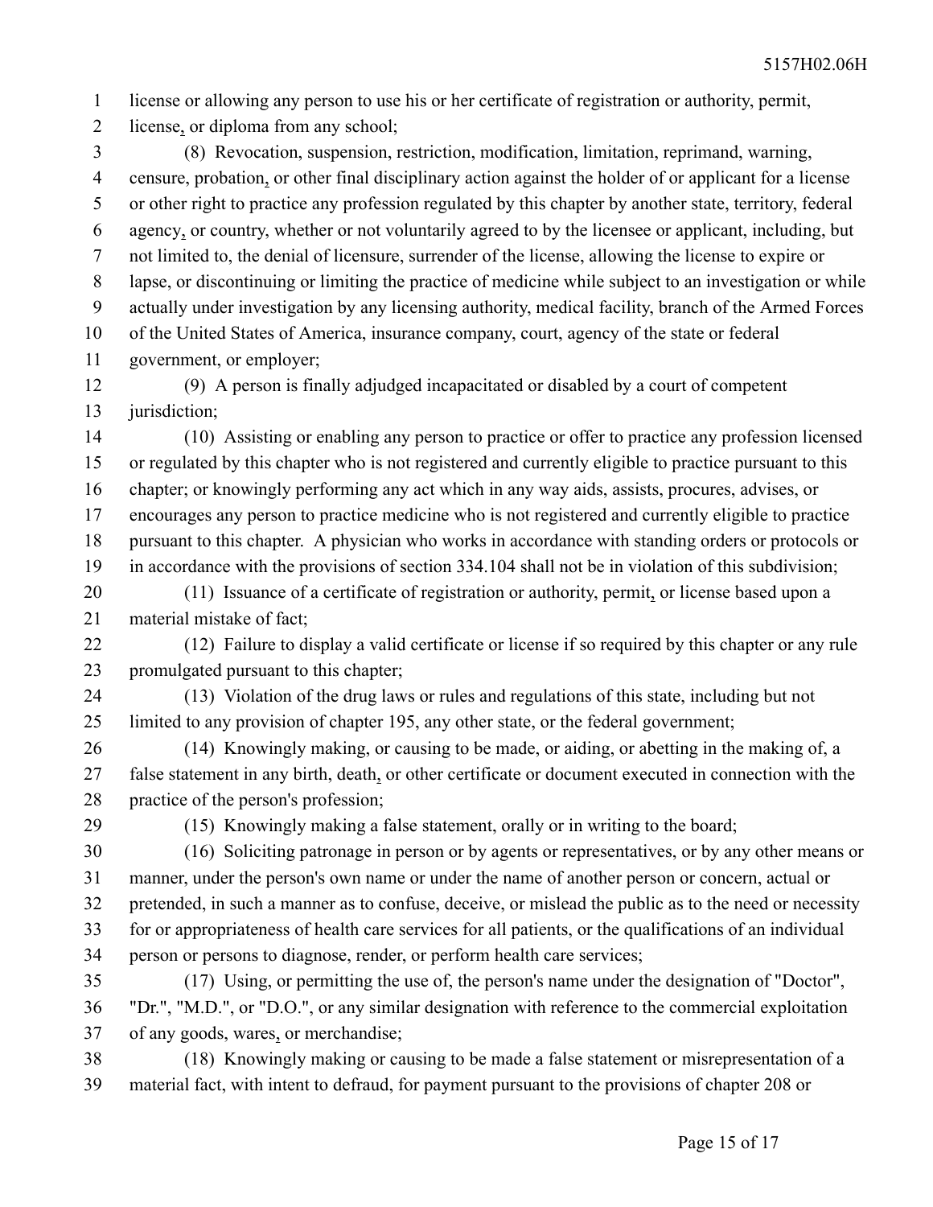license or allowing any person to use his or her certificate of registration or authority, permit, license, or diploma from any school;

(8) Revocation, suspension, restriction, modification, limitation, reprimand, warning, censure, probation, or other final disciplinary action against the holder of or applicant for a license or other right to practice any profession regulated by this chapter by another state, territory, federal agency, or country, whether or not voluntarily agreed to by the licensee or applicant, including, but not limited to, the denial of licensure, surrender of the license, allowing the license to expire or lapse, or discontinuing or limiting the practice of medicine while subject to an investigation or while actually under investigation by any licensing authority, medical facility, branch of the Armed Forces of the United States of America, insurance company, court, agency of the state or federal government, or employer;

(9) A person is finally adjudged incapacitated or disabled by a court of competent jurisdiction;

(10) Assisting or enabling any person to practice or offer to practice any profession licensed or regulated by this chapter who is not registered and currently eligible to practice pursuant to this chapter; or knowingly performing any act which in any way aids, assists, procures, advises, or encourages any person to practice medicine who is not registered and currently eligible to practice pursuant to this chapter. A physician who works in accordance with standing orders or protocols or in accordance with the provisions of section 334.104 shall not be in violation of this subdivision;

(11) Issuance of a certificate of registration or authority, permit, or license based upon a material mistake of fact;

(12) Failure to display a valid certificate or license if so required by this chapter or any rule promulgated pursuant to this chapter;

(13) Violation of the drug laws or rules and regulations of this state, including but not limited to any provision of chapter 195, any other state, or the federal government;

(14) Knowingly making, or causing to be made, or aiding, or abetting in the making of, a false statement in any birth, death, or other certificate or document executed in connection with the practice of the person's profession;

(15) Knowingly making a false statement, orally or in writing to the board;

(16) Soliciting patronage in person or by agents or representatives, or by any other means or manner, under the person's own name or under the name of another person or concern, actual or pretended, in such a manner as to confuse, deceive, or mislead the public as to the need or necessity for or appropriateness of health care services for all patients, or the qualifications of an individual person or persons to diagnose, render, or perform health care services;

(17) Using, or permitting the use of, the person's name under the designation of "Doctor", "Dr.", "M.D.", or "D.O.", or any similar designation with reference to the commercial exploitation of any goods, wares, or merchandise;

(18) Knowingly making or causing to be made a false statement or misrepresentation of a material fact, with intent to defraud, for payment pursuant to the provisions of chapter 208 or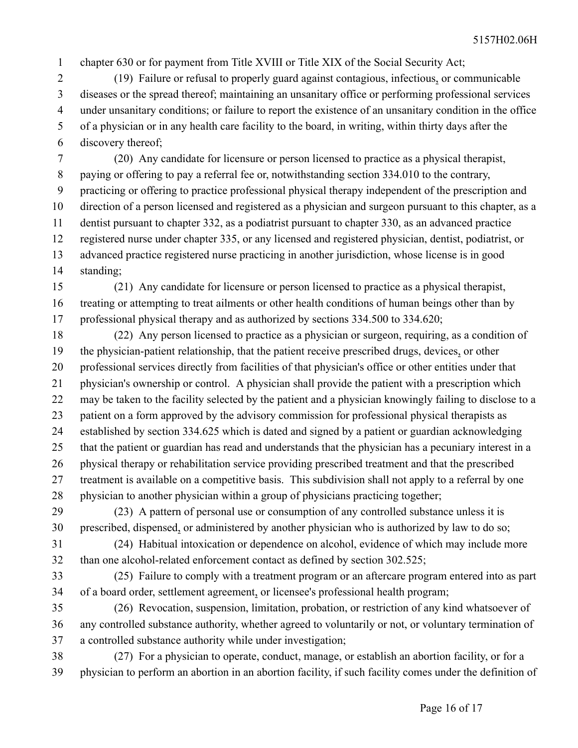chapter 630 or for payment from Title XVIII or Title XIX of the Social Security Act;

(19) Failure or refusal to properly guard against contagious, infectious, or communicable diseases or the spread thereof; maintaining an unsanitary office or performing professional services under unsanitary conditions; or failure to report the existence of an unsanitary condition in the office of a physician or in any health care facility to the board, in writing, within thirty days after the discovery thereof;

(20) Any candidate for licensure or person licensed to practice as a physical therapist, paying or offering to pay a referral fee or, notwithstanding section 334.010 to the contrary, practicing or offering to practice professional physical therapy independent of the prescription and direction of a person licensed and registered as a physician and surgeon pursuant to this chapter, as a dentist pursuant to chapter 332, as a podiatrist pursuant to chapter 330, as an advanced practice registered nurse under chapter 335, or any licensed and registered physician, dentist, podiatrist, or advanced practice registered nurse practicing in another jurisdiction, whose license is in good standing;

(21) Any candidate for licensure or person licensed to practice as a physical therapist, treating or attempting to treat ailments or other health conditions of human beings other than by professional physical therapy and as authorized by sections 334.500 to 334.620;

(22) Any person licensed to practice as a physician or surgeon, requiring, as a condition of the physician-patient relationship, that the patient receive prescribed drugs, devices, or other professional services directly from facilities of that physician's office or other entities under that physician's ownership or control. A physician shall provide the patient with a prescription which may be taken to the facility selected by the patient and a physician knowingly failing to disclose to a patient on a form approved by the advisory commission for professional physical therapists as established by section 334.625 which is dated and signed by a patient or guardian acknowledging that the patient or guardian has read and understands that the physician has a pecuniary interest in a physical therapy or rehabilitation service providing prescribed treatment and that the prescribed treatment is available on a competitive basis. This subdivision shall not apply to a referral by one physician to another physician within a group of physicians practicing together;

(23) A pattern of personal use or consumption of any controlled substance unless it is prescribed, dispensed, or administered by another physician who is authorized by law to do so;

(24) Habitual intoxication or dependence on alcohol, evidence of which may include more than one alcohol-related enforcement contact as defined by section 302.525;

(25) Failure to comply with a treatment program or an aftercare program entered into as part of a board order, settlement agreement, or licensee's professional health program;

(26) Revocation, suspension, limitation, probation, or restriction of any kind whatsoever of any controlled substance authority, whether agreed to voluntarily or not, or voluntary termination of a controlled substance authority while under investigation;

(27) For a physician to operate, conduct, manage, or establish an abortion facility, or for a physician to perform an abortion in an abortion facility, if such facility comes under the definition of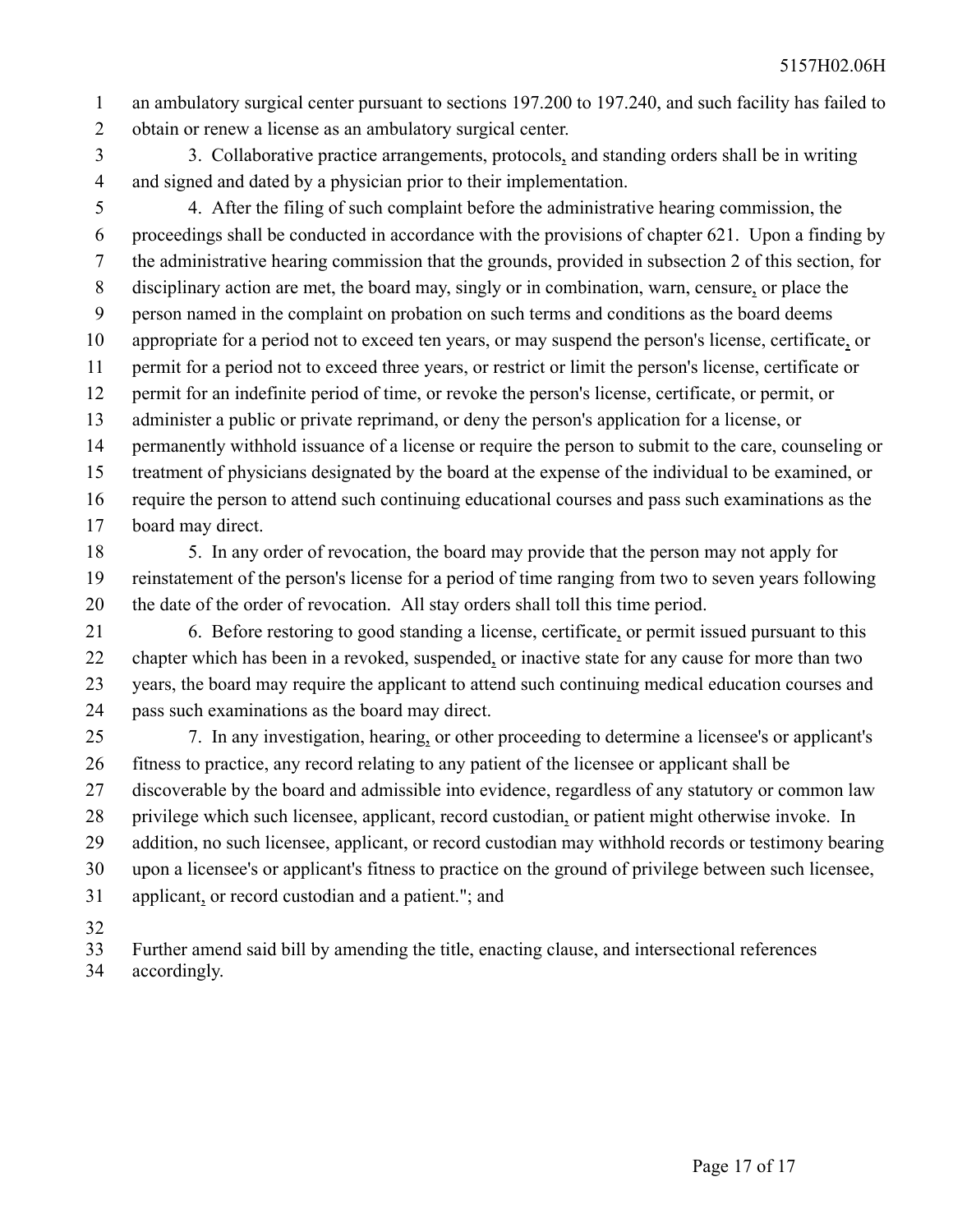an ambulatory surgical center pursuant to sections 197.200 to 197.240, and such facility has failed to obtain or renew a license as an ambulatory surgical center.

3. Collaborative practice arrangements, protocols, and standing orders shall be in writing and signed and dated by a physician prior to their implementation.

4. After the filing of such complaint before the administrative hearing commission, the proceedings shall be conducted in accordance with the provisions of chapter 621. Upon a finding by the administrative hearing commission that the grounds, provided in subsection 2 of this section, for disciplinary action are met, the board may, singly or in combination, warn, censure, or place the person named in the complaint on probation on such terms and conditions as the board deems appropriate for a period not to exceed ten years, or may suspend the person's license, certificate, or permit for a period not to exceed three years, or restrict or limit the person's license, certificate or permit for an indefinite period of time, or revoke the person's license, certificate, or permit, or administer a public or private reprimand, or deny the person's application for a license, or permanently withhold issuance of a license or require the person to submit to the care, counseling or treatment of physicians designated by the board at the expense of the individual to be examined, or require the person to attend such continuing educational courses and pass such examinations as the board may direct.

5. In any order of revocation, the board may provide that the person may not apply for reinstatement of the person's license for a period of time ranging from two to seven years following the date of the order of revocation. All stay orders shall toll this time period.

6. Before restoring to good standing a license, certificate, or permit issued pursuant to this chapter which has been in a revoked, suspended, or inactive state for any cause for more than two years, the board may require the applicant to attend such continuing medical education courses and pass such examinations as the board may direct.

7. In any investigation, hearing, or other proceeding to determine a licensee's or applicant's fitness to practice, any record relating to any patient of the licensee or applicant shall be discoverable by the board and admissible into evidence, regardless of any statutory or common law privilege which such licensee, applicant, record custodian, or patient might otherwise invoke. In addition, no such licensee, applicant, or record custodian may withhold records or testimony bearing upon a licensee's or applicant's fitness to practice on the ground of privilege between such licensee, applicant, or record custodian and a patient."; and

Further amend said bill by amending the title, enacting clause, and intersectional references accordingly.